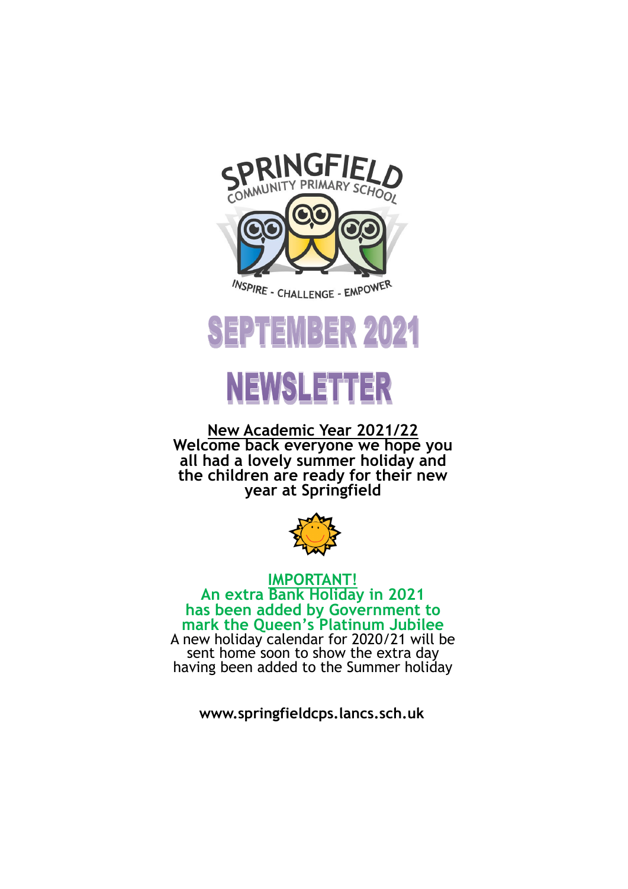SPRINGFIELD
COMMUNITY PRIMARY SCHOOL

INSPIRE - CHALLENGE - EMPOWER

# SEPTEMBER 2021

# NEWSLETTER

**<u>New Academic Year 2021/22</u>**

**Welcome back everyone we hope you all had a lovely summer holiday and the children are ready for their new year at Springfield**

**<u>IMPORTANT!</u>**

**An extra Bank Holiday in 2021 has been added by Government to mark the Queen's Platinum Jubilee**

A new holiday calendar for 2020/21 will be sent home soon to show the extra day having been added to the Summer holiday

**www.springfieldcps.lancs.sch.uk**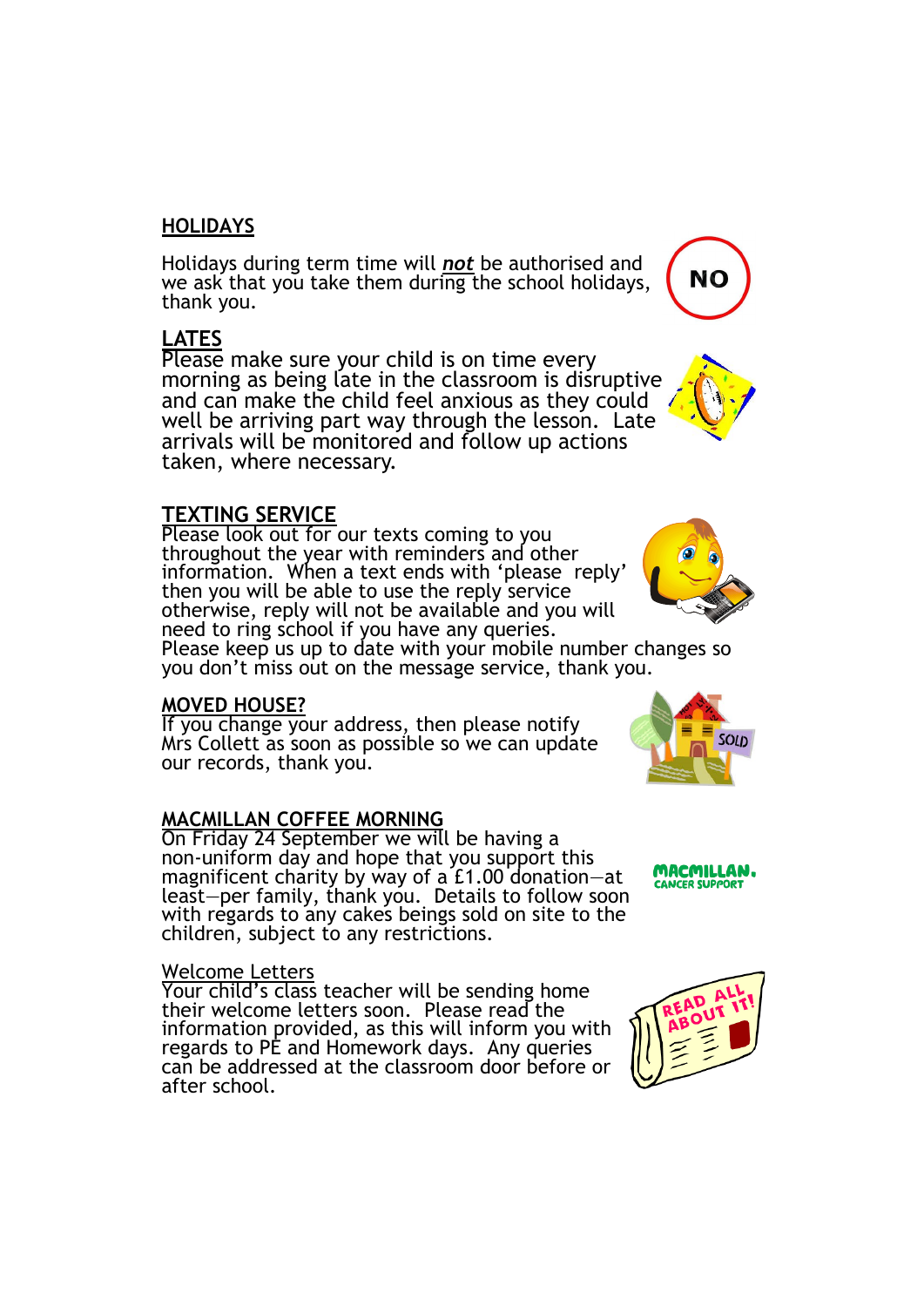## HOLIDAYS

Holidays during term time will ***not*** be authorised and we ask that you take them during the school holidays, thank you.

## LATES

Please make sure your child is on time every morning as being late in the classroom is disruptive and can make the child feel anxious as they could well be arriving part way through the lesson. Late arrivals will be monitored and follow up actions taken, where necessary.

## TEXTING SERVICE

Please look out for our texts coming to you throughout the year with reminders and other information. When a text ends with 'please reply' then you will be able to use the reply service otherwise, reply will not be available and you will need to ring school if you have any queries.
Please keep us up to date with your mobile number changes so you don't miss out on the message service, thank you.

## MOVED HOUSE?

If you change your address, then please notify Mrs Collett as soon as possible so we can update our records, thank you.

## MACMILLAN COFFEE MORNING

On Friday 24 September we will be having a non-uniform day and hope that you support this magnificent charity by way of a £1.00 donation—at least—per family, thank you. Details to follow soon with regards to any cakes beings sold on site to the children, subject to any restrictions.

## Welcome Letters

Your child's class teacher will be sending home their welcome letters soon. Please read the information provided, as this will inform you with regards to PE and Homework days. Any queries can be addressed at the classroom door before or after school.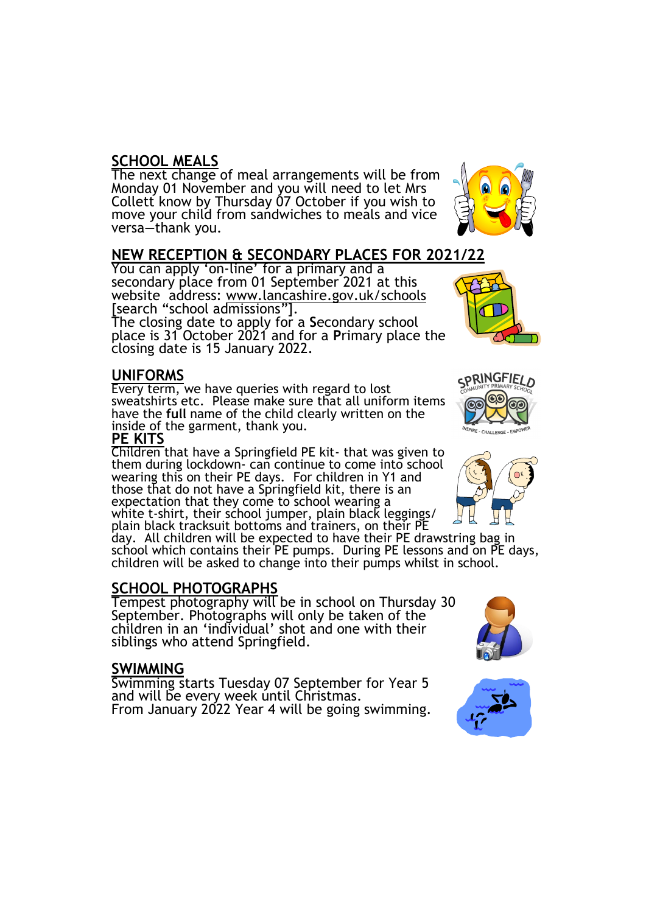## SCHOOL MEALS

The next change of meal arrangements will be from Monday 01 November and you will need to let Mrs Collett know by Thursday 07 October if you wish to move your child from sandwiches to meals and vice versa—thank you.

## NEW RECEPTION & SECONDARY PLACES FOR 2021/22

You can apply 'on-line' for a primary and a secondary place from 01 September 2021 at this website address: www.lancashire.gov.uk/schools [search "school admissions"].

The closing date to apply for a **S**econdary school place is 31 October 2021 and for a **P**rimary place the closing date is 15 January 2022.

## UNIFORMS

Every term, we have queries with regard to lost sweatshirts etc. Please make sure that all uniform items have the **full** name of the child clearly written on the inside of the garment, thank you.

## PE KITS

Children that have a Springfield PE kit- that was given to them during lockdown- can continue to come into school wearing this on their PE days. For children in Y1 and those that do not have a Springfield kit, there is an expectation that they come to school wearing a white t-shirt, their school jumper, plain black leggings/ plain black tracksuit bottoms and trainers, on their PE day. All children will be expected to have their PE drawstring bag in school which contains their PE pumps. During PE lessons and on PE days, children will be asked to change into their pumps whilst in school.

## SCHOOL PHOTOGRAPHS

Tempest photography will be in school on Thursday 30 September. Photographs will only be taken of the children in an 'individual' shot and one with their siblings who attend Springfield.

## SWIMMING

Swimming starts Tuesday 07 September for Year 5 and will be every week until Christmas.

From January 2022 Year 4 will be going swimming.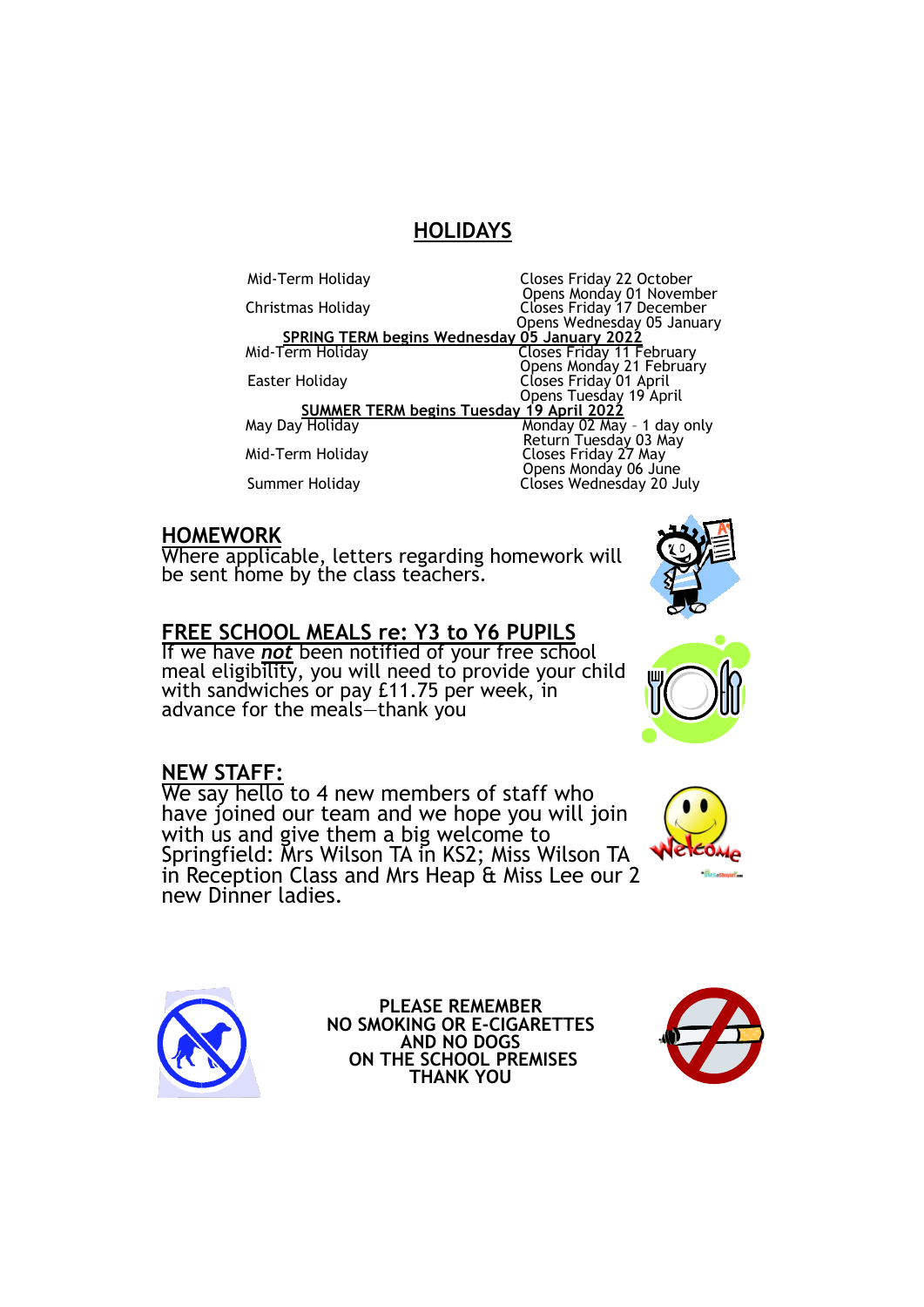## HOLIDAYS

| | |
|---|---|
| Mid-Term Holiday | Closes Friday 22 October<br>Opens Monday 01 November |
| Christmas Holiday | Closes Friday 17 December<br>Opens Wednesday 05 January |
| **SPRING TERM begins Wednesday 05 January 2022** | |
| Mid-Term Holiday | Closes Friday 11 February<br>Opens Monday 21 February |
| Easter Holiday | Closes Friday 01 April<br>Opens Tuesday 19 April |
| **SUMMER TERM begins Tuesday 19 April 2022** | |
| May Day Holiday | Monday 02 May - 1 day only<br>Return Tuesday 03 May |
| Mid-Term Holiday | Closes Friday 27 May<br>Opens Monday 06 June |
| Summer Holiday | Closes Wednesday 20 July |

## HOMEWORK

Where applicable, letters regarding homework will be sent home by the class teachers.

## FREE SCHOOL MEALS re: Y3 to Y6 PUPILS

If we have ***not*** been notified of your free school meal eligibility, you will need to provide your child with sandwiches or pay £11.75 per week, in advance for the meals—thank you

## NEW STAFF:

We say hello to 4 new members of staff who have joined our team and we hope you will join with us and give them a big welcome to Springfield: Mrs Wilson TA in KS2; Miss Wilson TA in Reception Class and Mrs Heap & Miss Lee our 2 new Dinner ladies.

**PLEASE REMEMBER**
**NO SMOKING OR E-CIGARETTES**
**AND NO DOGS**
**ON THE SCHOOL PREMISES**
**THANK YOU**